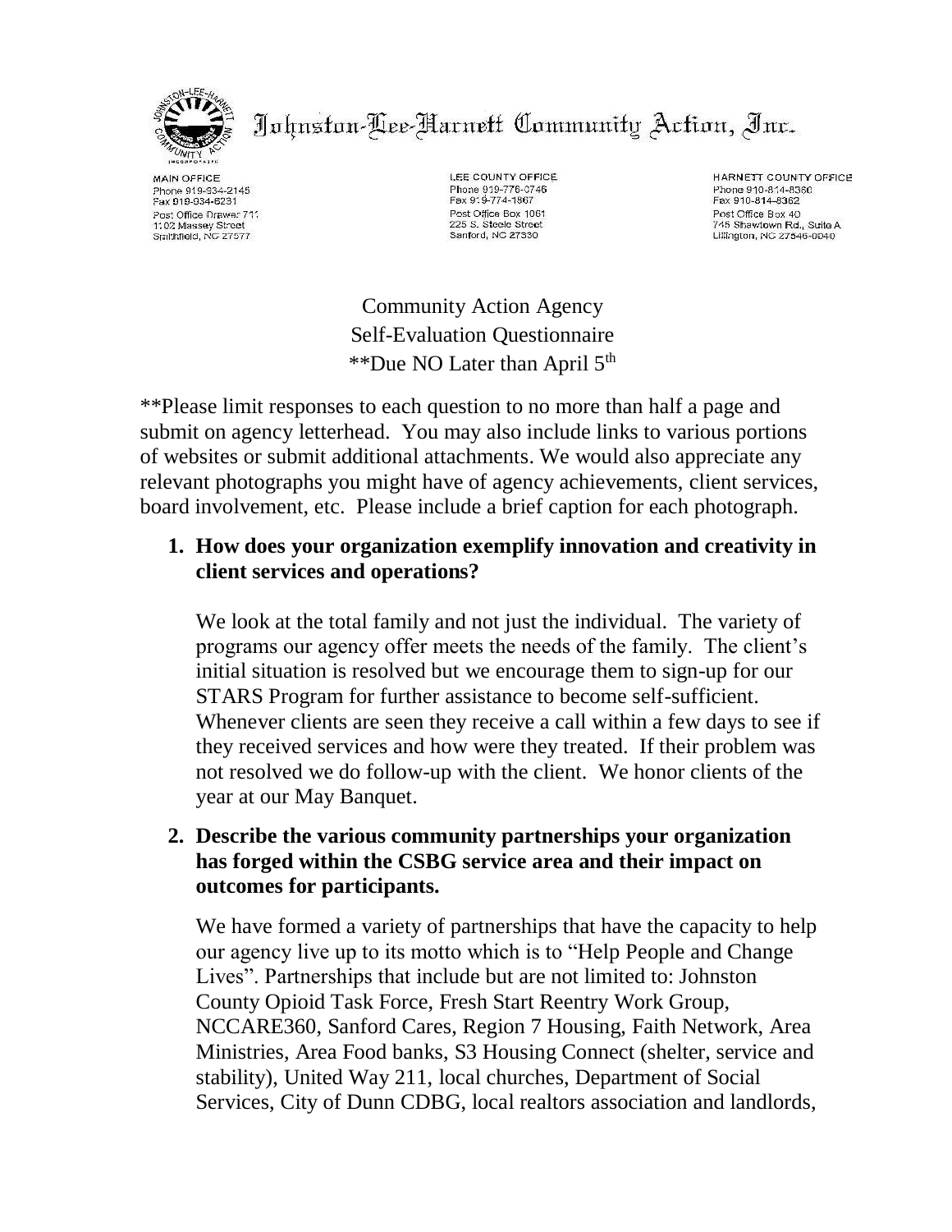# Johnston-Lee-Harnett Community Action, Inc.

MAIN OFFICE
Phone 919-934-2145
Fax 919-934-6231
Post Office Drawer 711
1102 Massey Street
Smithfield, NC 27577

LEE COUNTY OFFICE
Phone 919-776-0746
Fax 919-774-1967
Post Office Box 1061
225 S. Steele Street
Sanford, NC 27330

HARNETT COUNTY OFFICE
Phone 910-814-8360
Fax 910-814-8362
Post Office Box 40
745 Shawtown Rd., Suite A
Lillington, NC 27546-0040

Community Action Agency
Self-Evaluation Questionnaire
**Due NO Later than April 5th

**Please limit responses to each question to no more than half a page and submit on agency letterhead. You may also include links to various portions of websites or submit additional attachments. We would also appreciate any relevant photographs you might have of agency achievements, client services, board involvement, etc. Please include a brief caption for each photograph.

1. **How does your organization exemplify innovation and creativity in client services and operations?**

   We look at the total family and not just the individual. The variety of programs our agency offer meets the needs of the family. The client's initial situation is resolved but we encourage them to sign-up for our STARS Program for further assistance to become self-sufficient. Whenever clients are seen they receive a call within a few days to see if they received services and how were they treated. If their problem was not resolved we do follow-up with the client. We honor clients of the year at our May Banquet.

2. **Describe the various community partnerships your organization has forged within the CSBG service area and their impact on outcomes for participants.**

   We have formed a variety of partnerships that have the capacity to help our agency live up to its motto which is to "Help People and Change Lives". Partnerships that include but are not limited to: Johnston County Opioid Task Force, Fresh Start Reentry Work Group, NCCARE360, Sanford Cares, Region 7 Housing, Faith Network, Area Ministries, Area Food banks, S3 Housing Connect (shelter, service and stability), United Way 211, local churches, Department of Social Services, City of Dunn CDBG, local realtors association and landlords,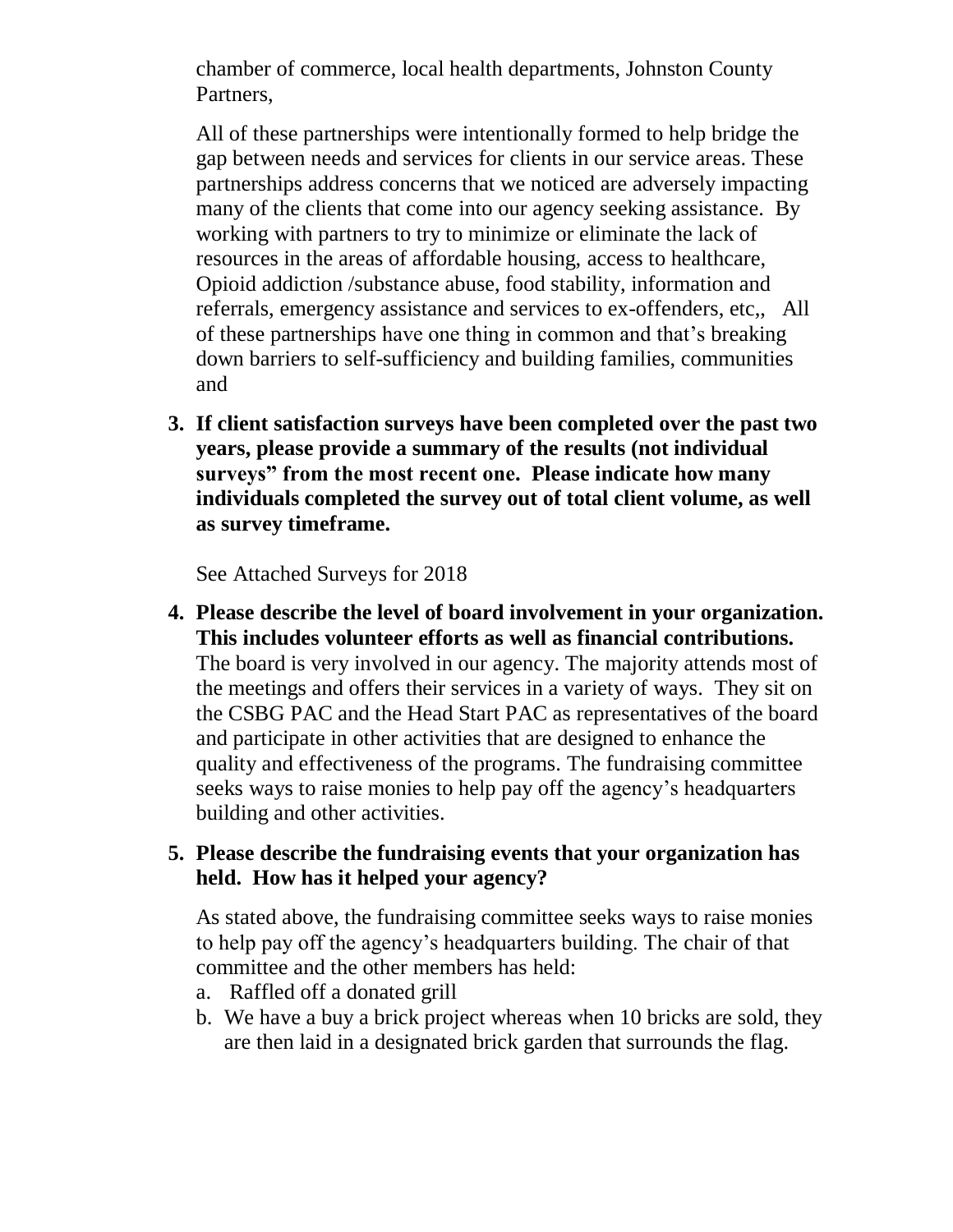chamber of commerce, local health departments, Johnston County Partners,

All of these partnerships were intentionally formed to help bridge the gap between needs and services for clients in our service areas. These partnerships address concerns that we noticed are adversely impacting many of the clients that come into our agency seeking assistance. By working with partners to try to minimize or eliminate the lack of resources in the areas of affordable housing, access to healthcare, Opioid addiction /substance abuse, food stability, information and referrals, emergency assistance and services to ex-offenders, etc,, All of these partnerships have one thing in common and that's breaking down barriers to self-sufficiency and building families, communities and

3. **If client satisfaction surveys have been completed over the past two years, please provide a summary of the results (not individual surveys" from the most recent one. Please indicate how many individuals completed the survey out of total client volume, as well as survey timeframe.**

   See Attached Surveys for 2018

4. **Please describe the level of board involvement in your organization. This includes volunteer efforts as well as financial contributions.**
   The board is very involved in our agency. The majority attends most of the meetings and offers their services in a variety of ways. They sit on the CSBG PAC and the Head Start PAC as representatives of the board and participate in other activities that are designed to enhance the quality and effectiveness of the programs. The fundraising committee seeks ways to raise monies to help pay off the agency's headquarters building and other activities.

5. **Please describe the fundraising events that your organization has held. How has it helped your agency?**

   As stated above, the fundraising committee seeks ways to raise monies to help pay off the agency's headquarters building. The chair of that committee and the other members has held:
   a. Raffled off a donated grill
   b. We have a buy a brick project whereas when 10 bricks are sold, they are then laid in a designated brick garden that surrounds the flag.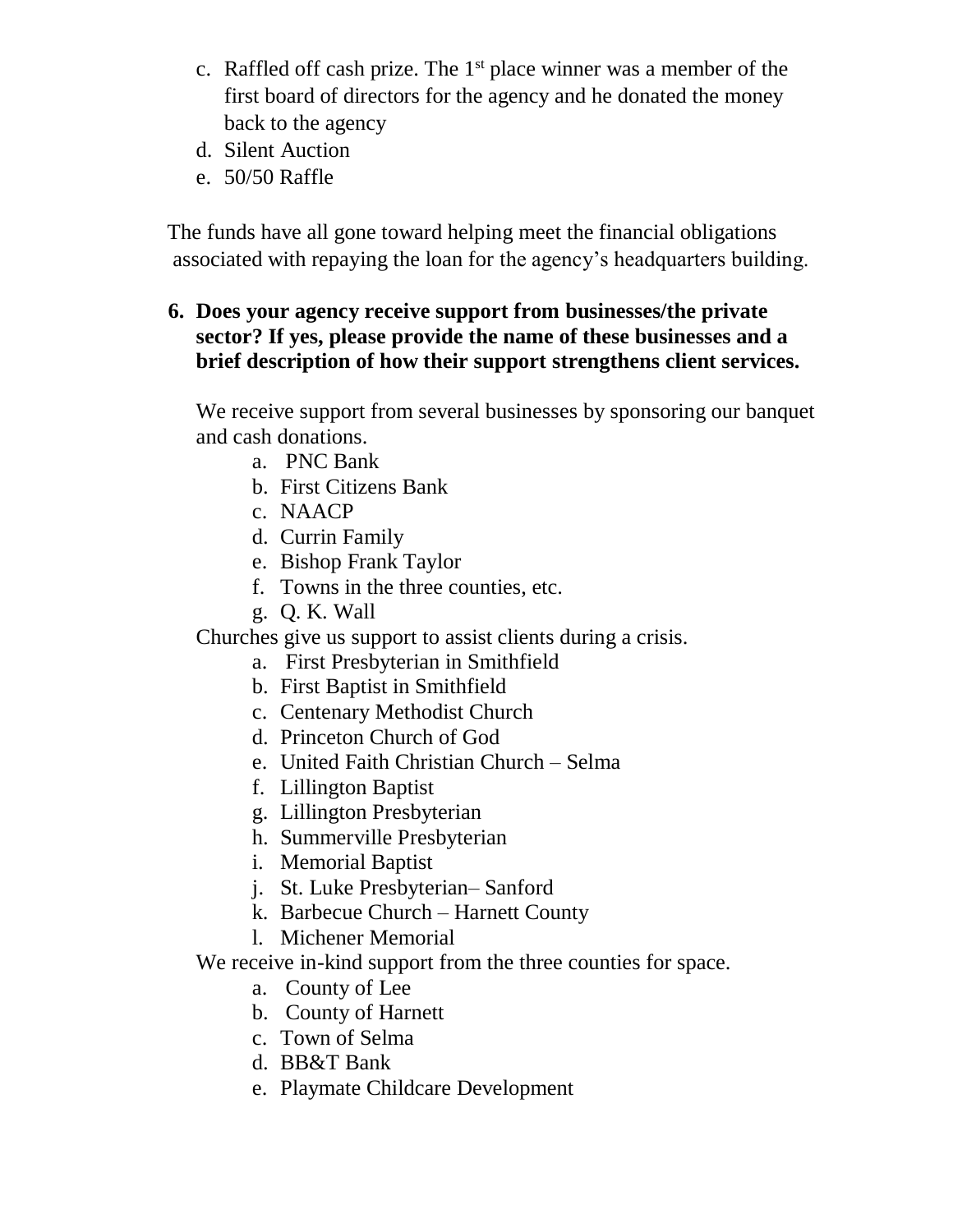c. Raffled off cash prize. The 1st place winner was a member of the first board of directors for the agency and he donated the money back to the agency
d. Silent Auction
e. 50/50 Raffle

The funds have all gone toward helping meet the financial obligations associated with repaying the loan for the agency's headquarters building.

**6. Does your agency receive support from businesses/the private sector? If yes, please provide the name of these businesses and a brief description of how their support strengthens client services.**

We receive support from several businesses by sponsoring our banquet and cash donations.

a. PNC Bank
b. First Citizens Bank
c. NAACP
d. Currin Family
e. Bishop Frank Taylor
f. Towns in the three counties, etc.
g. Q. K. Wall

Churches give us support to assist clients during a crisis.

a. First Presbyterian in Smithfield
b. First Baptist in Smithfield
c. Centenary Methodist Church
d. Princeton Church of God
e. United Faith Christian Church – Selma
f. Lillington Baptist
g. Lillington Presbyterian
h. Summerville Presbyterian
i. Memorial Baptist
j. St. Luke Presbyterian– Sanford
k. Barbecue Church – Harnett County
l. Michener Memorial

We receive in-kind support from the three counties for space.

a. County of Lee
b. County of Harnett
c. Town of Selma
d. BB&T Bank
e. Playmate Childcare Development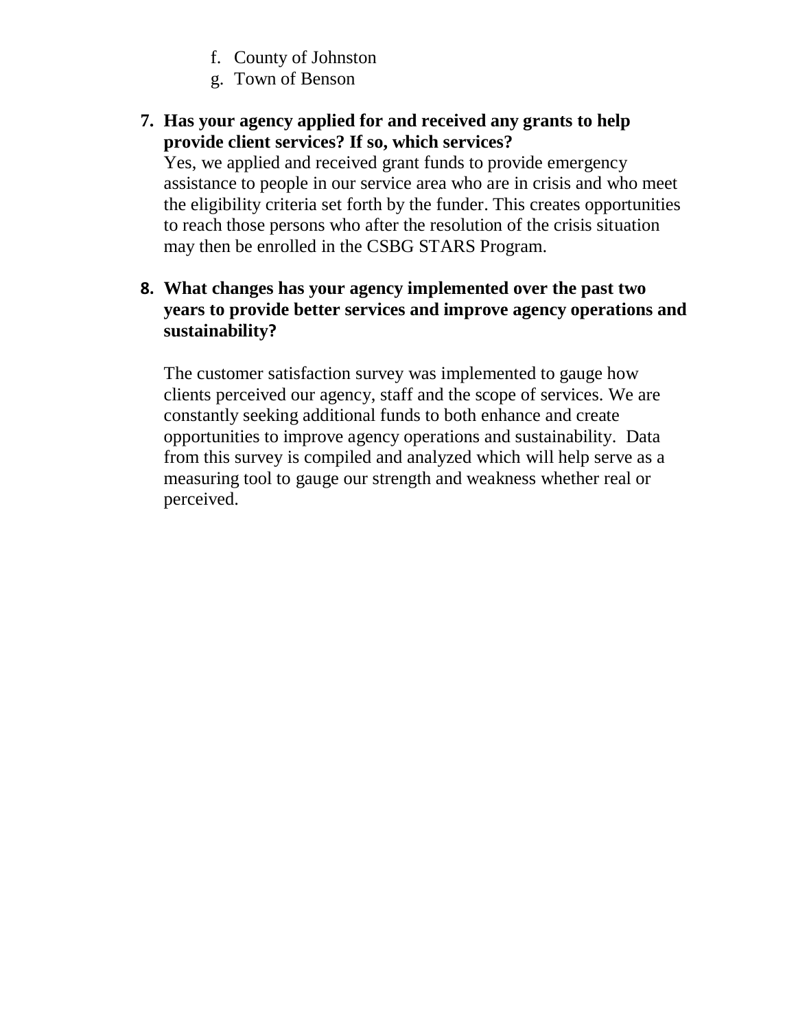f. County of Johnston
g. Town of Benson

**7. Has your agency applied for and received any grants to help provide client services? If so, which services?**

Yes, we applied and received grant funds to provide emergency assistance to people in our service area who are in crisis and who meet the eligibility criteria set forth by the funder. This creates opportunities to reach those persons who after the resolution of the crisis situation may then be enrolled in the CSBG STARS Program.

**8. What changes has your agency implemented over the past two years to provide better services and improve agency operations and sustainability?**

The customer satisfaction survey was implemented to gauge how clients perceived our agency, staff and the scope of services. We are constantly seeking additional funds to both enhance and create opportunities to improve agency operations and sustainability. Data from this survey is compiled and analyzed which will help serve as a measuring tool to gauge our strength and weakness whether real or perceived.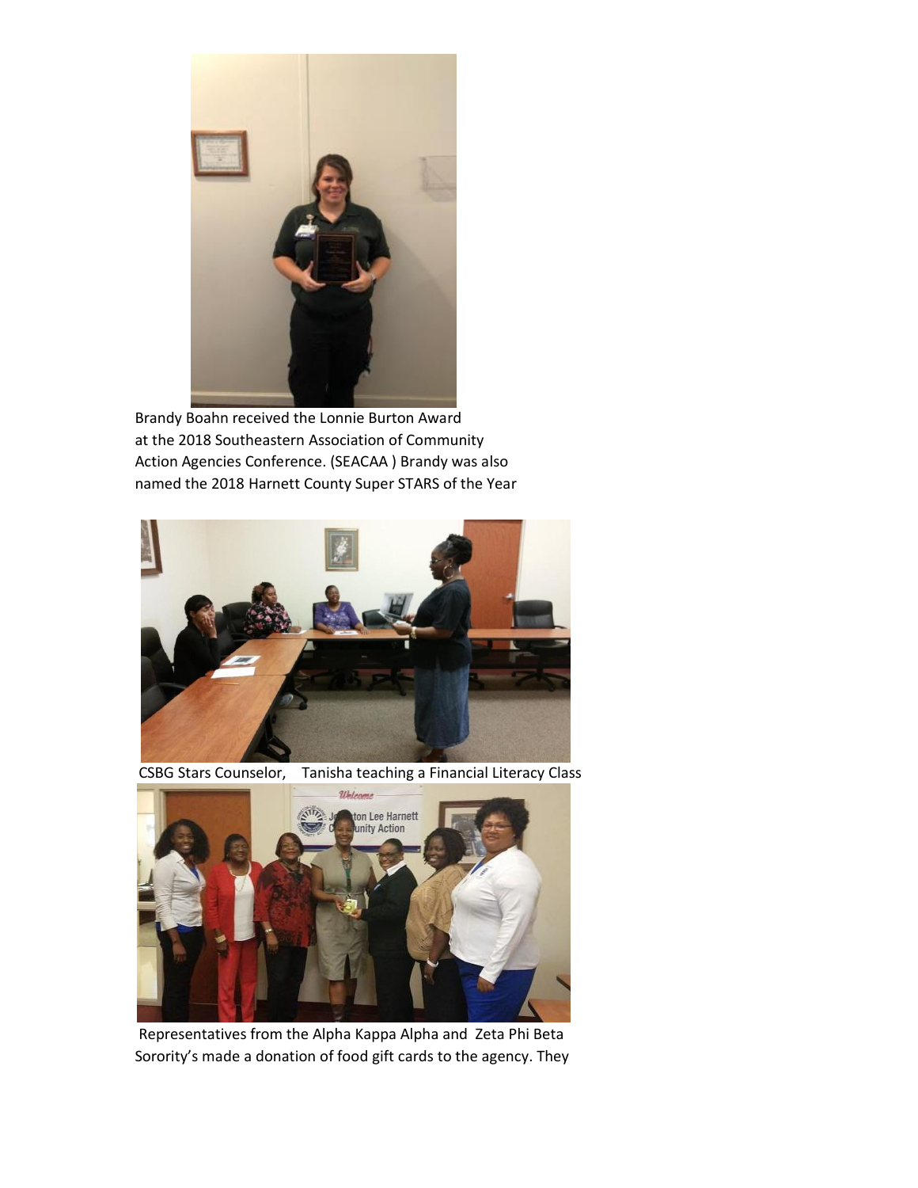Brandy Boahn received the Lonnie Burton Award at the 2018 Southeastern Association of Community Action Agencies Conference. (SEACAA ) Brandy was also named the 2018 Harnett County Super STARS of the Year

CSBG Stars Counselor, Tanisha teaching a Financial Literacy Class

Representatives from the Alpha Kappa Alpha and Zeta Phi Beta Sorority's made a donation of food gift cards to the agency. They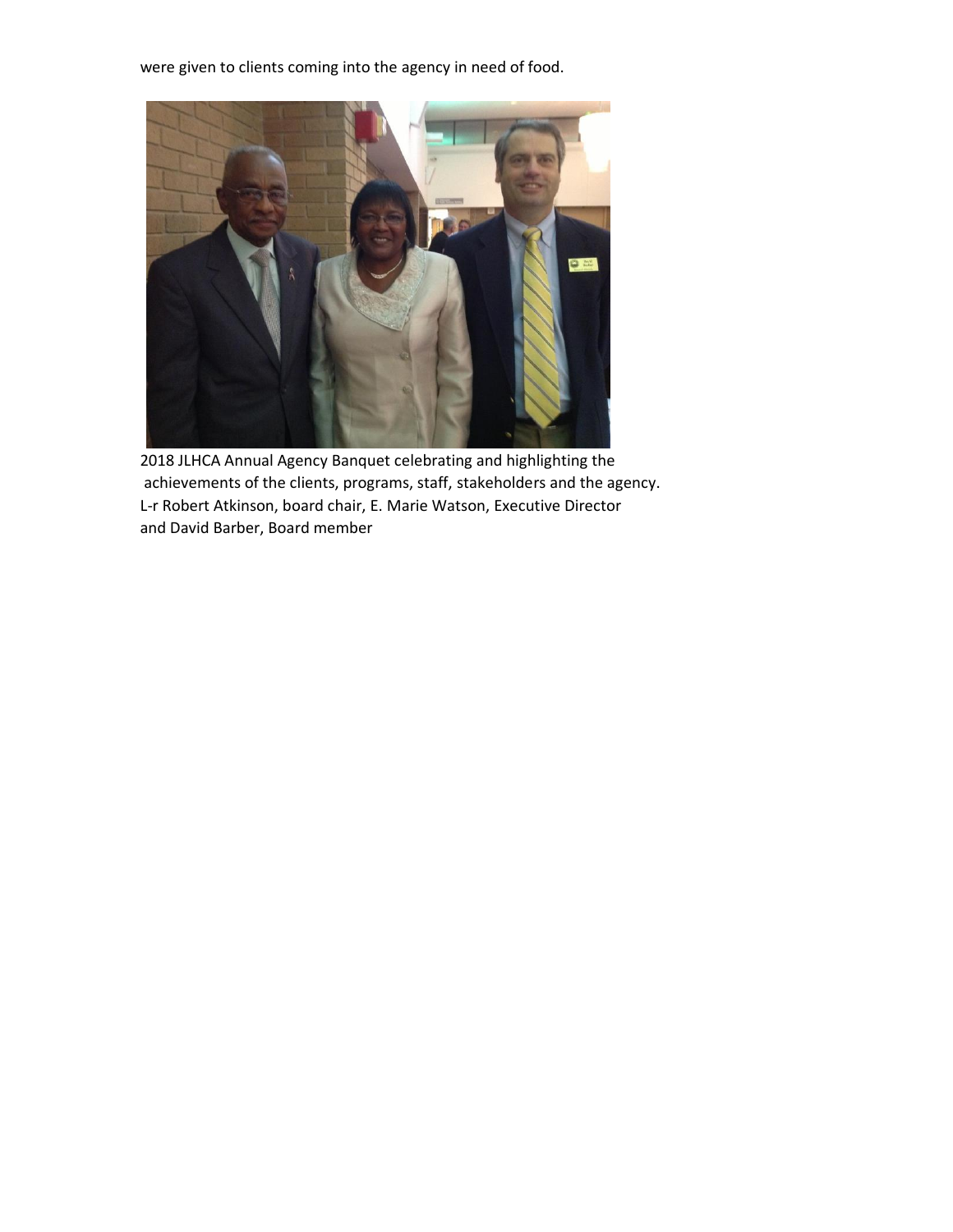were given to clients coming into the agency in need of food.

2018 JLHCA Annual Agency Banquet celebrating and highlighting the achievements of the clients, programs, staff, stakeholders and the agency. L-r Robert Atkinson, board chair, E. Marie Watson, Executive Director and David Barber, Board member